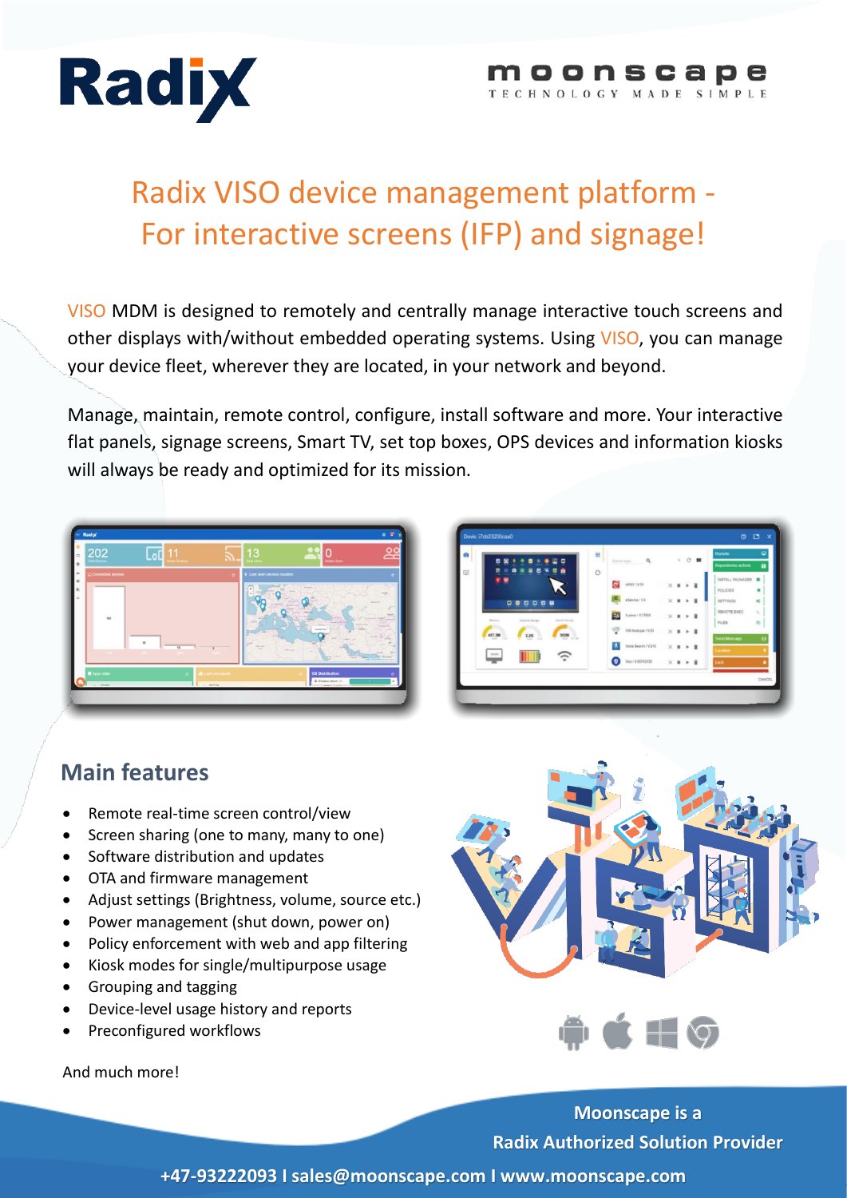Radix

moonscape
TECHNOLOGY MADE SIMPLE

# Radix VISO device management platform - For interactive screens (IFP) and signage!

VISO MDM is designed to remotely and centrally manage interactive touch screens and other displays with/without embedded operating systems. Using VISO, you can manage your device fleet, wherever they are located, in your network and beyond.

Manage, maintain, remote control, configure, install software and more. Your interactive flat panels, signage screens, Smart TV, set top boxes, OPS devices and information kiosks will always be ready and optimized for its mission.

## Main features

- Remote real-time screen control/view
- Screen sharing (one to many, many to one)
- Software distribution and updates
- OTA and firmware management
- Adjust settings (Brightness, volume, source etc.)
- Power management (shut down, power on)
- Policy enforcement with web and app filtering
- Kiosk modes for single/multipurpose usage
- Grouping and tagging
- Device-level usage history and reports
- Preconfigured workflows

And much more!

**Moonscape is a Radix Authorized Solution Provider**

**+47-93222093 I sales@moonscape.com I www.moonscape.com**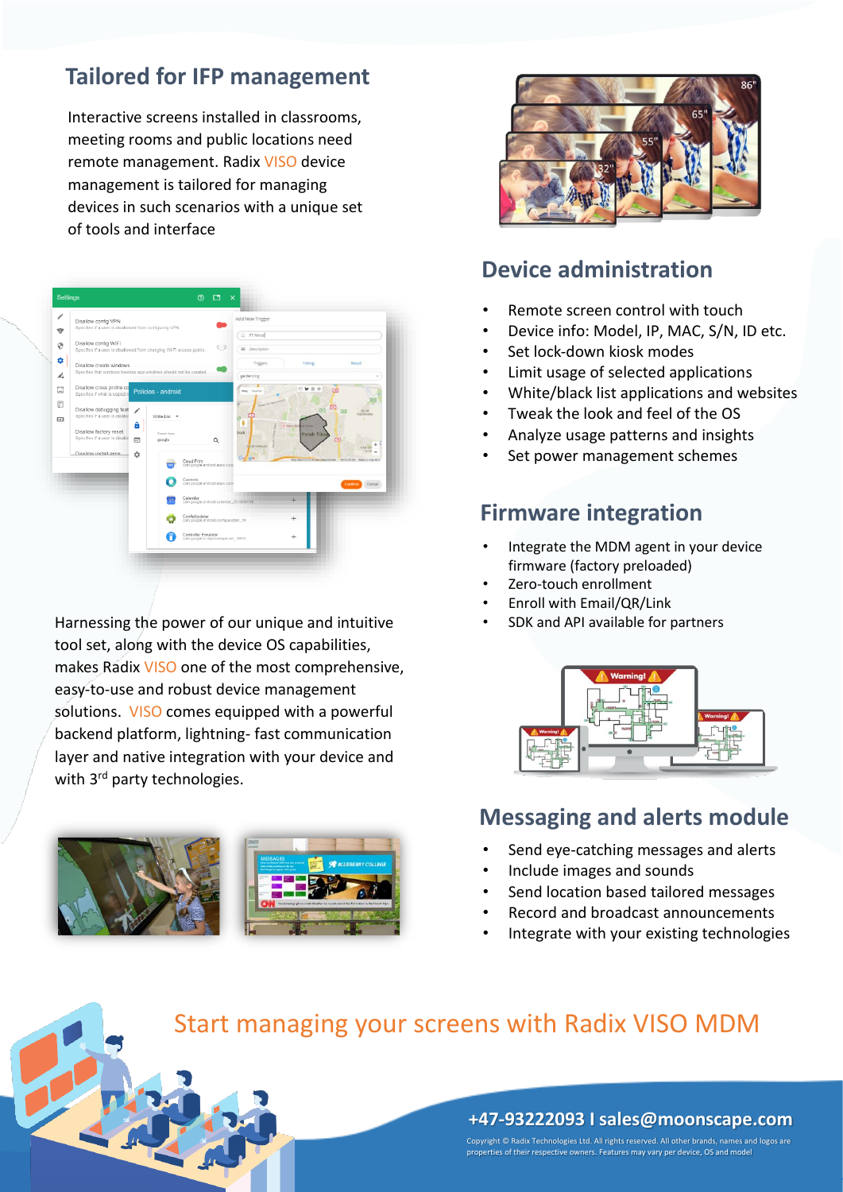## Tailored for IFP management

Interactive screens installed in classrooms, meeting rooms and public locations need remote management. Radix VISO device management is tailored for managing devices in such scenarios with a unique set of tools and interface

Harnessing the power of our unique and intuitive tool set, along with the device OS capabilities, makes Radix VISO one of the most comprehensive, easy-to-use and robust device management solutions. VISO comes equipped with a powerful backend platform, lightning- fast communication layer and native integration with your device and with 3rd party technologies.

## Device administration

- Remote screen control with touch
- Device info: Model, IP, MAC, S/N, ID etc.
- Set lock-down kiosk modes
- Limit usage of selected applications
- White/black list applications and websites
- Tweak the look and feel of the OS
- Analyze usage patterns and insights
- Set power management schemes

## Firmware integration

- Integrate the MDM agent in your device firmware (factory preloaded)
- Zero-touch enrollment
- Enroll with Email/QR/Link
- SDK and API available for partners

## Messaging and alerts module

- Send eye-catching messages and alerts
- Include images and sounds
- Send location based tailored messages
- Record and broadcast announcements
- Integrate with your existing technologies

## Start managing your screens with Radix VISO MDM

**+47-93222093 I sales@moonscape.com**

Copyright © Radix Technologies Ltd. All rights reserved. All other brands, names and logos are properties of their respective owners. Features may vary per device, OS and model